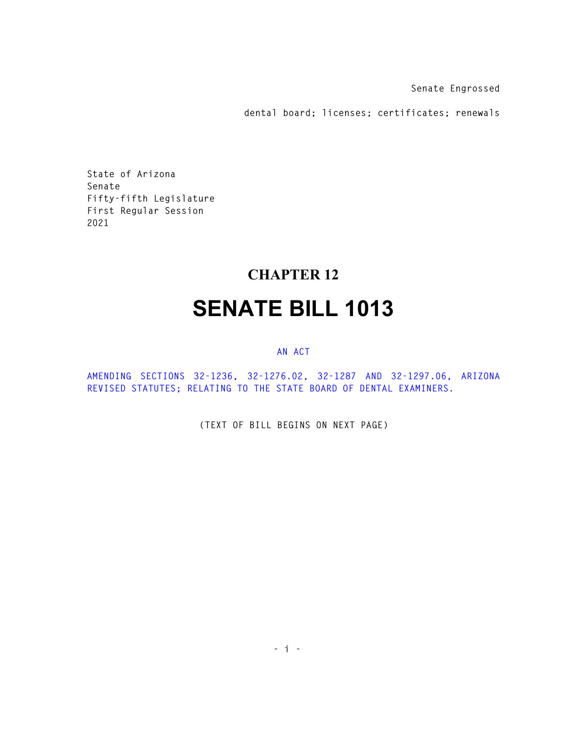Senate Engrossed

dental board; licenses; certificates; renewals

State of Arizona
Senate
Fifty-fifth Legislature
First Regular Session
2021

# CHAPTER 12

# SENATE BILL 1013

AN ACT

AMENDING SECTIONS 32-1236, 32-1276.02, 32-1287 AND 32-1297.06, ARIZONA REVISED STATUTES; RELATING TO THE STATE BOARD OF DENTAL EXAMINERS.

(TEXT OF BILL BEGINS ON NEXT PAGE)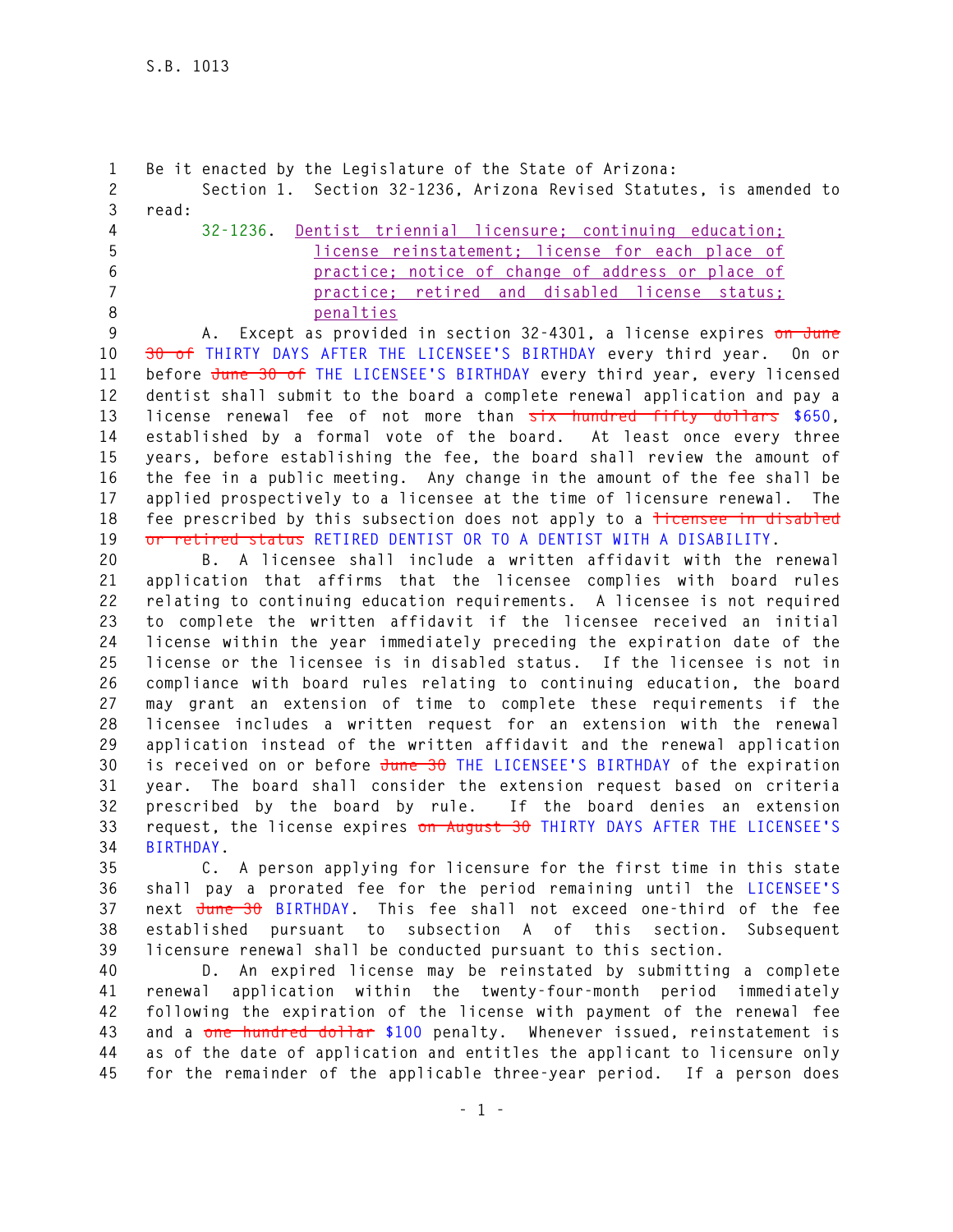Be it enacted by the Legislature of the State of Arizona:

Section 1. Section 32-1236, Arizona Revised Statutes, is amended to read:

32-1236. Dentist triennial licensure; continuing education; license reinstatement; license for each place of practice; notice of change of address or place of practice; retired and disabled license status; penalties

A. Except as provided in section 32-4301, a license expires ~~on June 30 of~~ THIRTY DAYS AFTER THE LICENSEE'S BIRTHDAY every third year. On or before ~~June 30 of~~ THE LICENSEE'S BIRTHDAY every third year, every licensed dentist shall submit to the board a complete renewal application and pay a license renewal fee of not more than ~~six hundred fifty dollars~~ $650, established by a formal vote of the board. At least once every three years, before establishing the fee, the board shall review the amount of the fee in a public meeting. Any change in the amount of the fee shall be applied prospectively to a licensee at the time of licensure renewal. The fee prescribed by this subsection does not apply to a ~~licensee in disabled or retired status~~ RETIRED DENTIST OR TO A DENTIST WITH A DISABILITY.

B. A licensee shall include a written affidavit with the renewal application that affirms that the licensee complies with board rules relating to continuing education requirements. A licensee is not required to complete the written affidavit if the licensee received an initial license within the year immediately preceding the expiration date of the license or the licensee is in disabled status. If the licensee is not in compliance with board rules relating to continuing education, the board may grant an extension of time to complete these requirements if the licensee includes a written request for an extension with the renewal application instead of the written affidavit and the renewal application is received on or before ~~June 30~~ THE LICENSEE'S BIRTHDAY of the expiration year. The board shall consider the extension request based on criteria prescribed by the board by rule. If the board denies an extension request, the license expires ~~on August 30~~ THIRTY DAYS AFTER THE LICENSEE'S BIRTHDAY.

C. A person applying for licensure for the first time in this state shall pay a prorated fee for the period remaining until the LICENSEE'S next ~~June 30~~ BIRTHDAY. This fee shall not exceed one-third of the fee established pursuant to subsection A of this section. Subsequent licensure renewal shall be conducted pursuant to this section.

D. An expired license may be reinstated by submitting a complete renewal application within the twenty-four-month period immediately following the expiration of the license with payment of the renewal fee and a ~~one hundred dollar~~ $100 penalty. Whenever issued, reinstatement is as of the date of application and entitles the applicant to licensure only for the remainder of the applicable three-year period. If a person does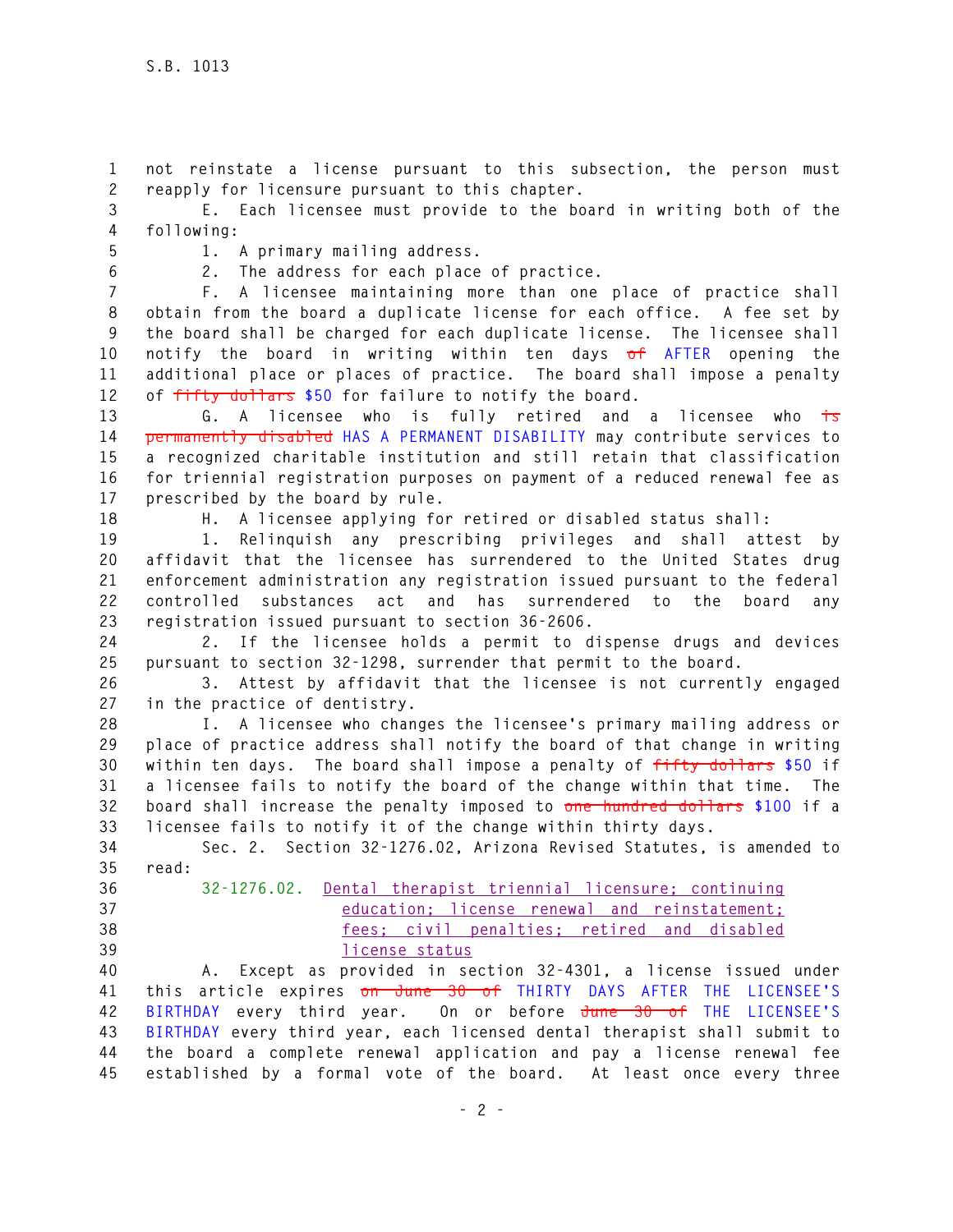not reinstate a license pursuant to this subsection, the person must reapply for licensure pursuant to this chapter.

E. Each licensee must provide to the board in writing both of the following:

1. A primary mailing address.

2. The address for each place of practice.

F. A licensee maintaining more than one place of practice shall obtain from the board a duplicate license for each office. A fee set by the board shall be charged for each duplicate license. The licensee shall notify the board in writing within ten days ~~of~~ AFTER opening the additional place or places of practice. The board shall impose a penalty of ~~fifty dollars~~ $50 for failure to notify the board.

G. A licensee who is fully retired and a licensee who ~~is permanently disabled~~ HAS A PERMANENT DISABILITY may contribute services to a recognized charitable institution and still retain that classification for triennial registration purposes on payment of a reduced renewal fee as prescribed by the board by rule.

H. A licensee applying for retired or disabled status shall:

1. Relinquish any prescribing privileges and shall attest by affidavit that the licensee has surrendered to the United States drug enforcement administration any registration issued pursuant to the federal controlled substances act and has surrendered to the board any registration issued pursuant to section 36-2606.

2. If the licensee holds a permit to dispense drugs and devices pursuant to section 32-1298, surrender that permit to the board.

3. Attest by affidavit that the licensee is not currently engaged in the practice of dentistry.

I. A licensee who changes the licensee's primary mailing address or place of practice address shall notify the board of that change in writing within ten days. The board shall impose a penalty of ~~fifty dollars~~ $50 if a licensee fails to notify the board of the change within that time. The board shall increase the penalty imposed to ~~one hundred dollars~~ $100 if a licensee fails to notify it of the change within thirty days.

Sec. 2. Section 32-1276.02, Arizona Revised Statutes, is amended to read:

32-1276.02. Dental therapist triennial licensure; continuing education; license renewal and reinstatement; fees; civil penalties; retired and disabled license status

A. Except as provided in section 32-4301, a license issued under this article expires ~~on June 30 of~~ THIRTY DAYS AFTER THE LICENSEE'S BIRTHDAY every third year. On or before ~~June 30 of~~ THE LICENSEE'S BIRTHDAY every third year, each licensed dental therapist shall submit to the board a complete renewal application and pay a license renewal fee established by a formal vote of the board. At least once every three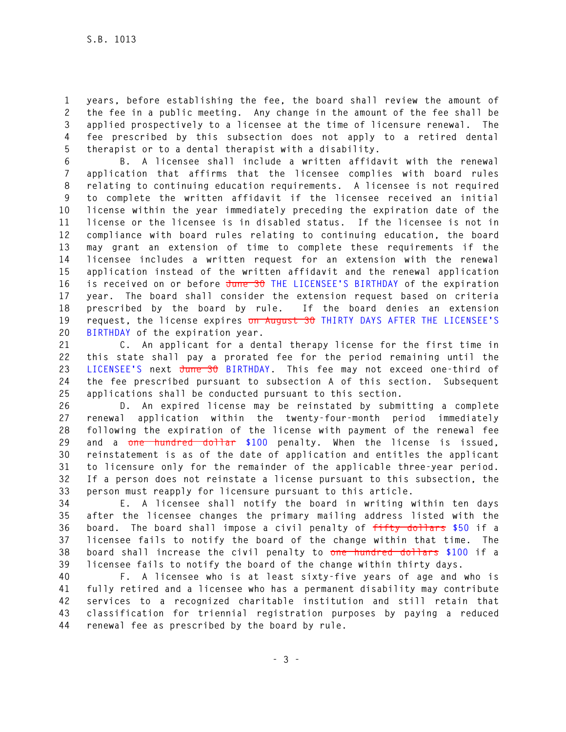years, before establishing the fee, the board shall review the amount of the fee in a public meeting. Any change in the amount of the fee shall be applied prospectively to a licensee at the time of licensure renewal. The fee prescribed by this subsection does not apply to a retired dental therapist or to a dental therapist with a disability.

B. A licensee shall include a written affidavit with the renewal application that affirms that the licensee complies with board rules relating to continuing education requirements. A licensee is not required to complete the written affidavit if the licensee received an initial license within the year immediately preceding the expiration date of the license or the licensee is in disabled status. If the licensee is not in compliance with board rules relating to continuing education, the board may grant an extension of time to complete these requirements if the licensee includes a written request for an extension with the renewal application instead of the written affidavit and the renewal application is received on or before ~~June 30~~ THE LICENSEE'S BIRTHDAY of the expiration year. The board shall consider the extension request based on criteria prescribed by the board by rule. If the board denies an extension request, the license expires ~~on August 30~~ THIRTY DAYS AFTER THE LICENSEE'S BIRTHDAY of the expiration year.

C. An applicant for a dental therapy license for the first time in this state shall pay a prorated fee for the period remaining until the LICENSEE'S next ~~June 30~~ BIRTHDAY. This fee may not exceed one-third of the fee prescribed pursuant to subsection A of this section. Subsequent applications shall be conducted pursuant to this section.

D. An expired license may be reinstated by submitting a complete renewal application within the twenty-four-month period immediately following the expiration of the license with payment of the renewal fee and a ~~one hundred dollar~~ $100 penalty. When the license is issued, reinstatement is as of the date of application and entitles the applicant to licensure only for the remainder of the applicable three-year period. If a person does not reinstate a license pursuant to this subsection, the person must reapply for licensure pursuant to this article.

E. A licensee shall notify the board in writing within ten days after the licensee changes the primary mailing address listed with the board. The board shall impose a civil penalty of ~~fifty dollars~~ $50 if a licensee fails to notify the board of the change within that time. The board shall increase the civil penalty to ~~one hundred dollars~~ $100 if a licensee fails to notify the board of the change within thirty days.

F. A licensee who is at least sixty-five years of age and who is fully retired and a licensee who has a permanent disability may contribute services to a recognized charitable institution and still retain that classification for triennial registration purposes by paying a reduced renewal fee as prescribed by the board by rule.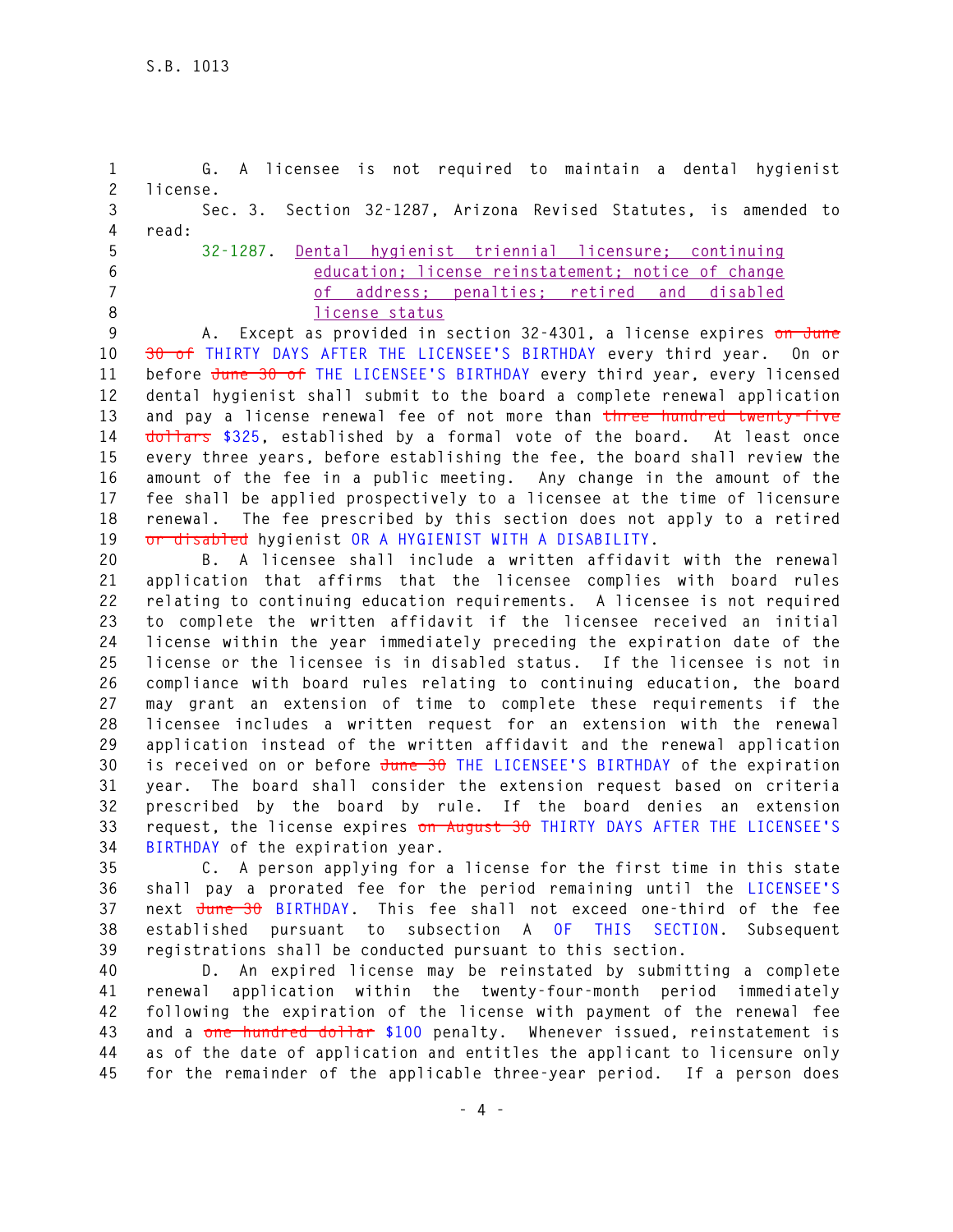G. A licensee is not required to maintain a dental hygienist license.

Sec. 3. Section 32-1287, Arizona Revised Statutes, is amended to read:

32-1287. Dental hygienist triennial licensure; continuing education; license reinstatement; notice of change of address; penalties; retired and disabled license status

A. Except as provided in section 32-4301, a license expires ~~on June 30 of~~ THIRTY DAYS AFTER THE LICENSEE'S BIRTHDAY every third year. On or before ~~June 30 of~~ THE LICENSEE'S BIRTHDAY every third year, every licensed dental hygienist shall submit to the board a complete renewal application and pay a license renewal fee of not more than ~~three hundred twenty-five dollars~~ $325, established by a formal vote of the board. At least once every three years, before establishing the fee, the board shall review the amount of the fee in a public meeting. Any change in the amount of the fee shall be applied prospectively to a licensee at the time of licensure renewal. The fee prescribed by this section does not apply to a retired ~~or disabled~~ hygienist OR A HYGIENIST WITH A DISABILITY.

B. A licensee shall include a written affidavit with the renewal application that affirms that the licensee complies with board rules relating to continuing education requirements. A licensee is not required to complete the written affidavit if the licensee received an initial license within the year immediately preceding the expiration date of the license or the licensee is in disabled status. If the licensee is not in compliance with board rules relating to continuing education, the board may grant an extension of time to complete these requirements if the licensee includes a written request for an extension with the renewal application instead of the written affidavit and the renewal application is received on or before ~~June 30~~ THE LICENSEE'S BIRTHDAY of the expiration year. The board shall consider the extension request based on criteria prescribed by the board by rule. If the board denies an extension request, the license expires ~~on August 30~~ THIRTY DAYS AFTER THE LICENSEE'S BIRTHDAY of the expiration year.

C. A person applying for a license for the first time in this state shall pay a prorated fee for the period remaining until the LICENSEE'S next ~~June 30~~ BIRTHDAY. This fee shall not exceed one-third of the fee established pursuant to subsection A OF THIS SECTION. Subsequent registrations shall be conducted pursuant to this section.

D. An expired license may be reinstated by submitting a complete renewal application within the twenty-four-month period immediately following the expiration of the license with payment of the renewal fee and a ~~one hundred dollar~~ $100 penalty. Whenever issued, reinstatement is as of the date of application and entitles the applicant to licensure only for the remainder of the applicable three-year period. If a person does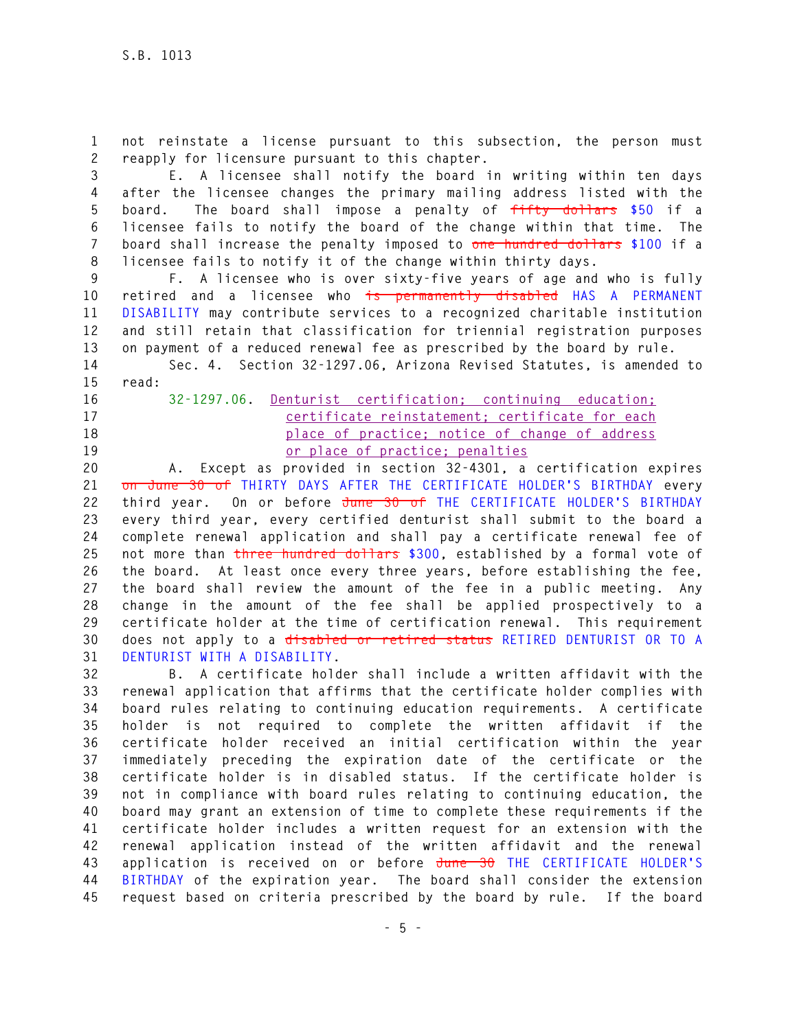not reinstate a license pursuant to this subsection, the person must reapply for licensure pursuant to this chapter.

E. A licensee shall notify the board in writing within ten days after the licensee changes the primary mailing address listed with the board. The board shall impose a penalty of ~~fifty dollars~~ $50 if a licensee fails to notify the board of the change within that time. The board shall increase the penalty imposed to ~~one hundred dollars~~ $100 if a licensee fails to notify it of the change within thirty days.

F. A licensee who is over sixty-five years of age and who is fully retired and a licensee who ~~is permanently disabled~~ HAS A PERMANENT DISABILITY may contribute services to a recognized charitable institution and still retain that classification for triennial registration purposes on payment of a reduced renewal fee as prescribed by the board by rule.

Sec. 4. Section 32-1297.06, Arizona Revised Statutes, is amended to read:

32-1297.06. Denturist certification; continuing education; certificate reinstatement; certificate for each place of practice; notice of change of address or place of practice; penalties

A. Except as provided in section 32-4301, a certification expires ~~on June 30 of~~ THIRTY DAYS AFTER THE CERTIFICATE HOLDER'S BIRTHDAY every third year. On or before ~~June 30 of~~ THE CERTIFICATE HOLDER'S BIRTHDAY every third year, every certified denturist shall submit to the board a complete renewal application and shall pay a certificate renewal fee of not more than ~~three hundred dollars~~ $300, established by a formal vote of the board. At least once every three years, before establishing the fee, the board shall review the amount of the fee in a public meeting. Any change in the amount of the fee shall be applied prospectively to a certificate holder at the time of certification renewal. This requirement does not apply to a ~~disabled or retired status~~ RETIRED DENTURIST OR TO A DENTURIST WITH A DISABILITY.

B. A certificate holder shall include a written affidavit with the renewal application that affirms that the certificate holder complies with board rules relating to continuing education requirements. A certificate holder is not required to complete the written affidavit if the certificate holder received an initial certification within the year immediately preceding the expiration date of the certificate or the certificate holder is in disabled status. If the certificate holder is not in compliance with board rules relating to continuing education, the board may grant an extension of time to complete these requirements if the certificate holder includes a written request for an extension with the renewal application instead of the written affidavit and the renewal application is received on or before ~~June 30~~ THE CERTIFICATE HOLDER'S BIRTHDAY of the expiration year. The board shall consider the extension request based on criteria prescribed by the board by rule. If the board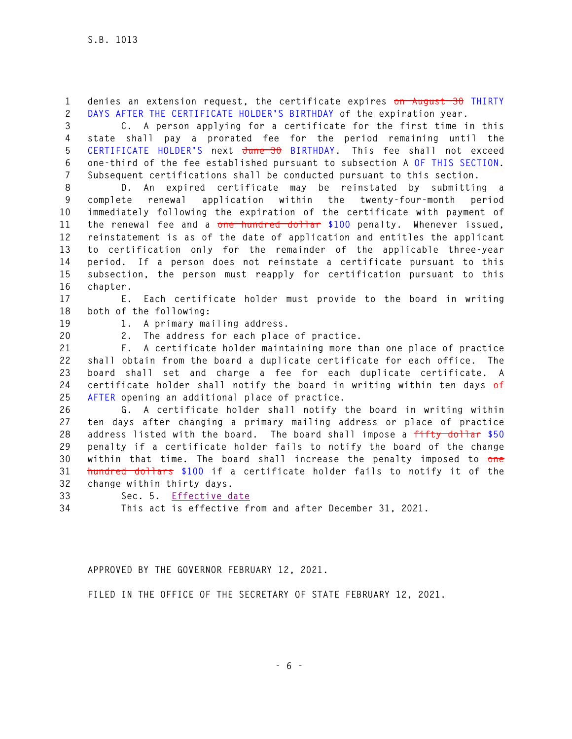denies an extension request, the certificate expires ~~on August 30~~ THIRTY DAYS AFTER THE CERTIFICATE HOLDER'S BIRTHDAY of the expiration year.

C. A person applying for a certificate for the first time in this state shall pay a prorated fee for the period remaining until the CERTIFICATE HOLDER'S next ~~June 30~~ BIRTHDAY. This fee shall not exceed one-third of the fee established pursuant to subsection A OF THIS SECTION. Subsequent certifications shall be conducted pursuant to this section.

D. An expired certificate may be reinstated by submitting a complete renewal application within the twenty-four-month period immediately following the expiration of the certificate with payment of the renewal fee and a ~~one hundred dollar~~ $100 penalty. Whenever issued, reinstatement is as of the date of application and entitles the applicant to certification only for the remainder of the applicable three-year period. If a person does not reinstate a certificate pursuant to this subsection, the person must reapply for certification pursuant to this chapter.

E. Each certificate holder must provide to the board in writing both of the following:

1. A primary mailing address.
2. The address for each place of practice.

F. A certificate holder maintaining more than one place of practice shall obtain from the board a duplicate certificate for each office. The board shall set and charge a fee for each duplicate certificate. A certificate holder shall notify the board in writing within ten days ~~of~~ AFTER opening an additional place of practice.

G. A certificate holder shall notify the board in writing within ten days after changing a primary mailing address or place of practice address listed with the board. The board shall impose a ~~fifty dollar~~ $50 penalty if a certificate holder fails to notify the board of the change within that time. The board shall increase the penalty imposed to ~~one hundred dollars~~ $100 if a certificate holder fails to notify it of the change within thirty days.

Sec. 5. Effective date

This act is effective from and after December 31, 2021.

APPROVED BY THE GOVERNOR FEBRUARY 12, 2021.

FILED IN THE OFFICE OF THE SECRETARY OF STATE FEBRUARY 12, 2021.